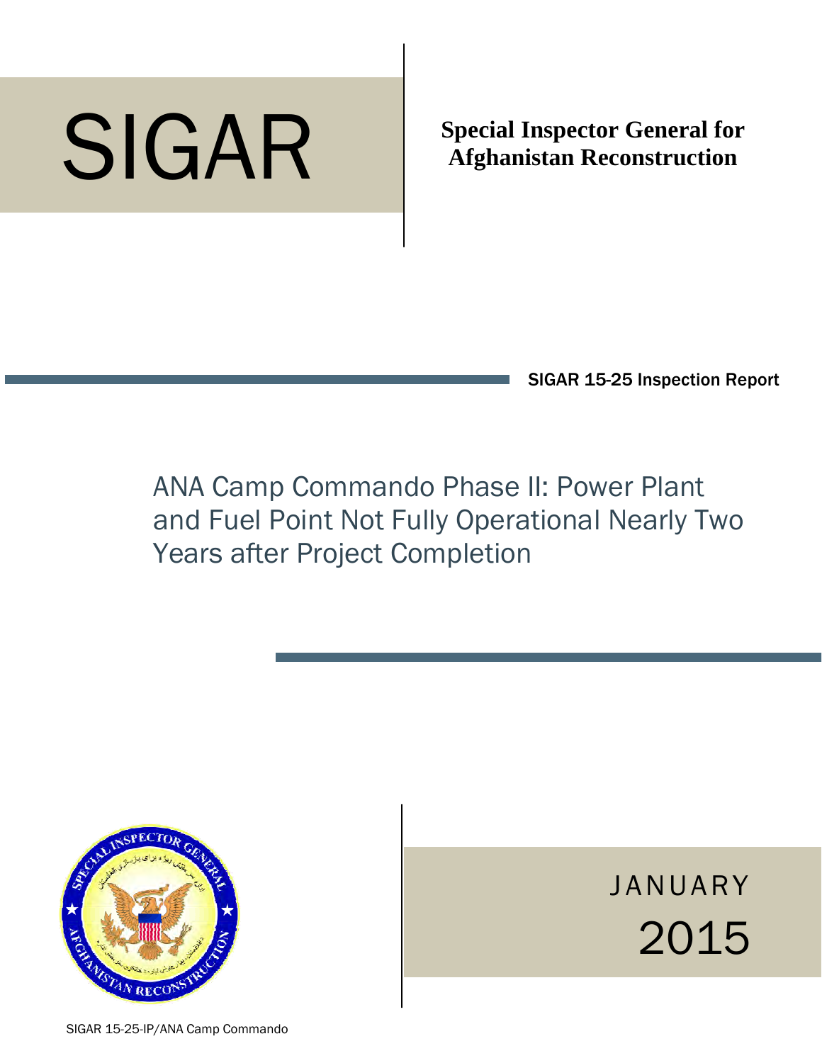# SIGAR

**Special Inspector General for Afghanistan Reconstruction**

SIGAR 15-25 Inspection Report

## ANA Camp Commando Phase II: Power Plant and Fuel Point Not Fully Operational Nearly Two Years after Project Completion

JANUARY 2015

SIGAR 15-25-IP/ANA Camp Commando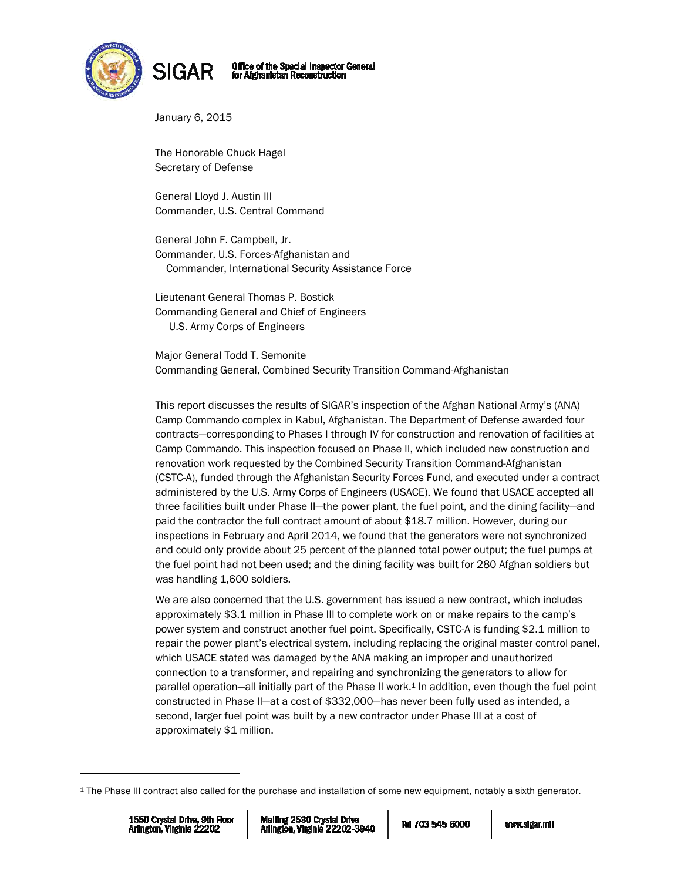January 6, 2015

The Honorable Chuck Hagel
Secretary of Defense

General Lloyd J. Austin III
Commander, U.S. Central Command

General John F. Campbell, Jr.
Commander, U.S. Forces-Afghanistan and
Commander, International Security Assistance Force

Lieutenant General Thomas P. Bostick
Commanding General and Chief of Engineers
U.S. Army Corps of Engineers

Major General Todd T. Semonite
Commanding General, Combined Security Transition Command-Afghanistan

This report discusses the results of SIGAR's inspection of the Afghan National Army's (ANA) Camp Commando complex in Kabul, Afghanistan. The Department of Defense awarded four contracts—corresponding to Phases I through IV for construction and renovation of facilities at Camp Commando. This inspection focused on Phase II, which included new construction and renovation work requested by the Combined Security Transition Command-Afghanistan (CSTC-A), funded through the Afghanistan Security Forces Fund, and executed under a contract administered by the U.S. Army Corps of Engineers (USACE). We found that USACE accepted all three facilities built under Phase II—the power plant, the fuel point, and the dining facility—and paid the contractor the full contract amount of about $18.7 million. However, during our inspections in February and April 2014, we found that the generators were not synchronized and could only provide about 25 percent of the planned total power output; the fuel pumps at the fuel point had not been used; and the dining facility was built for 280 Afghan soldiers but was handling 1,600 soldiers.

We are also concerned that the U.S. government has issued a new contract, which includes approximately $3.1 million in Phase III to complete work on or make repairs to the camp's power system and construct another fuel point. Specifically, CSTC-A is funding $2.1 million to repair the power plant's electrical system, including replacing the original master control panel, which USACE stated was damaged by the ANA making an improper and unauthorized connection to a transformer, and repairing and synchronizing the generators to allow for parallel operation—all initially part of the Phase II work.[1] In addition, even though the fuel point constructed in Phase II—at a cost of $332,000—has never been fully used as intended, a second, larger fuel point was built by a new contractor under Phase III at a cost of approximately $1 million.

[1] The Phase III contract also called for the purchase and installation of some new equipment, notably a sixth generator.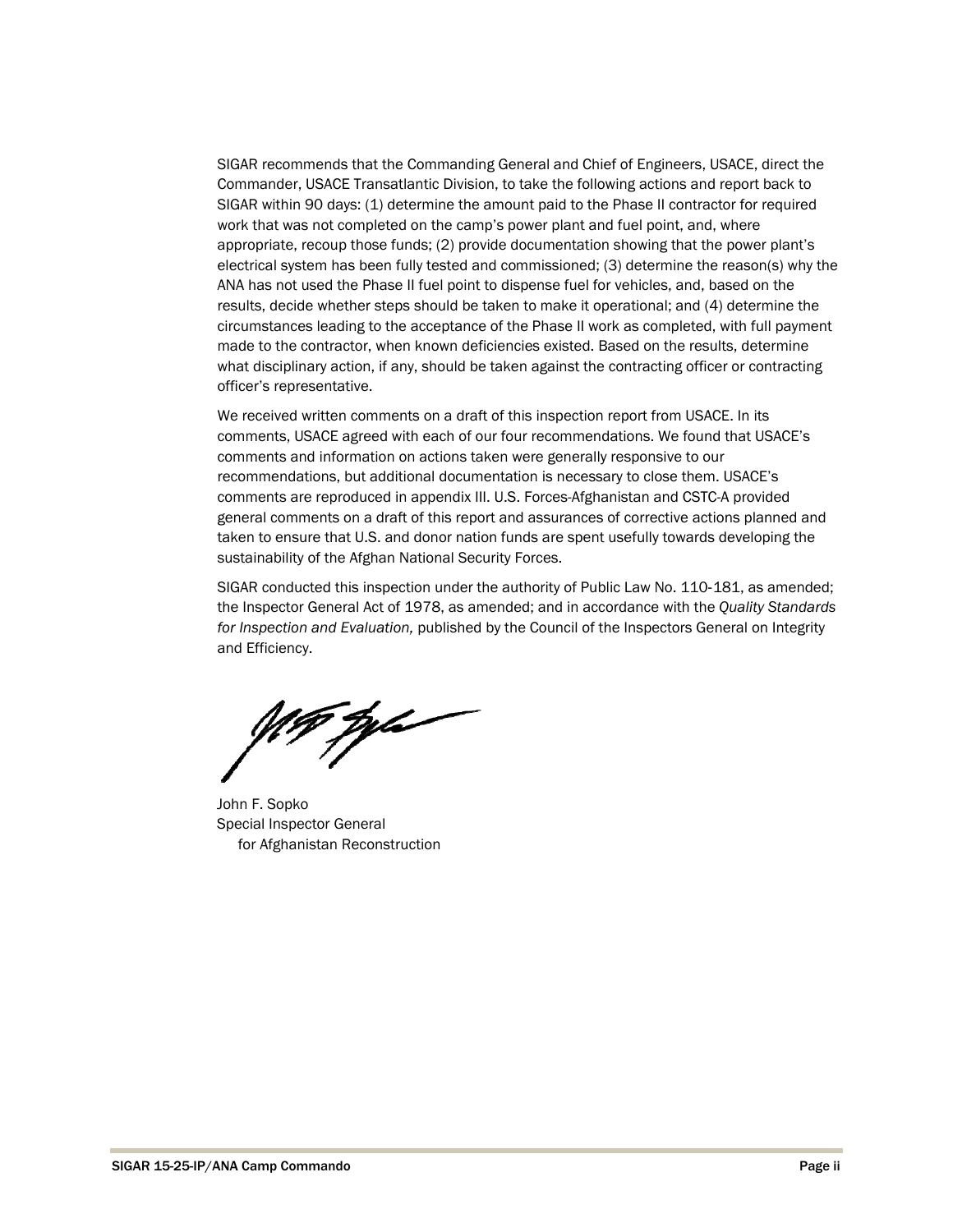SIGAR recommends that the Commanding General and Chief of Engineers, USACE, direct the Commander, USACE Transatlantic Division, to take the following actions and report back to SIGAR within 90 days: (1) determine the amount paid to the Phase II contractor for required work that was not completed on the camp's power plant and fuel point, and, where appropriate, recoup those funds; (2) provide documentation showing that the power plant's electrical system has been fully tested and commissioned; (3) determine the reason(s) why the ANA has not used the Phase II fuel point to dispense fuel for vehicles, and, based on the results, decide whether steps should be taken to make it operational; and (4) determine the circumstances leading to the acceptance of the Phase II work as completed, with full payment made to the contractor, when known deficiencies existed. Based on the results, determine what disciplinary action, if any, should be taken against the contracting officer or contracting officer's representative.

We received written comments on a draft of this inspection report from USACE. In its comments, USACE agreed with each of our four recommendations. We found that USACE's comments and information on actions taken were generally responsive to our recommendations, but additional documentation is necessary to close them. USACE's comments are reproduced in appendix III. U.S. Forces-Afghanistan and CSTC-A provided general comments on a draft of this report and assurances of corrective actions planned and taken to ensure that U.S. and donor nation funds are spent usefully towards developing the sustainability of the Afghan National Security Forces.

SIGAR conducted this inspection under the authority of Public Law No. 110-181, as amended; the Inspector General Act of 1978, as amended; and in accordance with the *Quality Standards for Inspection and Evaluation,* published by the Council of the Inspectors General on Integrity and Efficiency.

John F. Sopko
Special Inspector General
for Afghanistan Reconstruction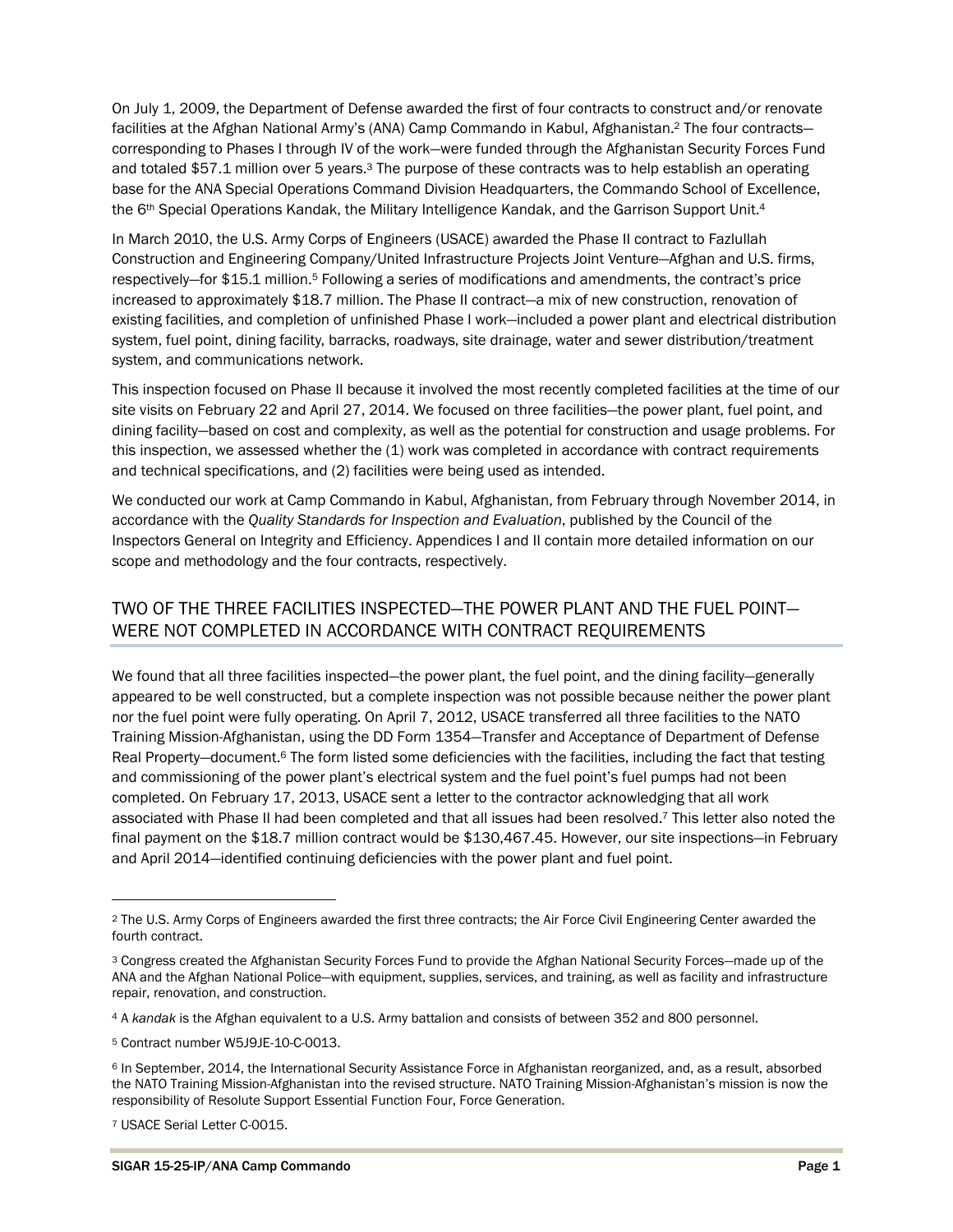On July 1, 2009, the Department of Defense awarded the first of four contracts to construct and/or renovate facilities at the Afghan National Army's (ANA) Camp Commando in Kabul, Afghanistan.[2] The four contracts—corresponding to Phases I through IV of the work—were funded through the Afghanistan Security Forces Fund and totaled $57.1 million over 5 years.[3] The purpose of these contracts was to help establish an operating base for the ANA Special Operations Command Division Headquarters, the Commando School of Excellence, the 6th Special Operations Kandak, the Military Intelligence Kandak, and the Garrison Support Unit.[4]

In March 2010, the U.S. Army Corps of Engineers (USACE) awarded the Phase II contract to Fazlullah Construction and Engineering Company/United Infrastructure Projects Joint Venture—Afghan and U.S. firms, respectively—for $15.1 million.[5] Following a series of modifications and amendments, the contract's price increased to approximately $18.7 million. The Phase II contract—a mix of new construction, renovation of existing facilities, and completion of unfinished Phase I work—included a power plant and electrical distribution system, fuel point, dining facility, barracks, roadways, site drainage, water and sewer distribution/treatment system, and communications network.

This inspection focused on Phase II because it involved the most recently completed facilities at the time of our site visits on February 22 and April 27, 2014. We focused on three facilities—the power plant, fuel point, and dining facility—based on cost and complexity, as well as the potential for construction and usage problems. For this inspection, we assessed whether the (1) work was completed in accordance with contract requirements and technical specifications, and (2) facilities were being used as intended.

We conducted our work at Camp Commando in Kabul, Afghanistan, from February through November 2014, in accordance with the *Quality Standards for Inspection and Evaluation*, published by the Council of the Inspectors General on Integrity and Efficiency. Appendices I and II contain more detailed information on our scope and methodology and the four contracts, respectively.

## TWO OF THE THREE FACILITIES INSPECTED—THE POWER PLANT AND THE FUEL POINT—WERE NOT COMPLETED IN ACCORDANCE WITH CONTRACT REQUIREMENTS

We found that all three facilities inspected—the power plant, the fuel point, and the dining facility—generally appeared to be well constructed, but a complete inspection was not possible because neither the power plant nor the fuel point were fully operating. On April 7, 2012, USACE transferred all three facilities to the NATO Training Mission-Afghanistan, using the DD Form 1354—Transfer and Acceptance of Department of Defense Real Property—document.[6] The form listed some deficiencies with the facilities, including the fact that testing and commissioning of the power plant's electrical system and the fuel point's fuel pumps had not been completed. On February 17, 2013, USACE sent a letter to the contractor acknowledging that all work associated with Phase II had been completed and that all issues had been resolved.[7] This letter also noted the final payment on the $18.7 million contract would be $130,467.45. However, our site inspections—in February and April 2014—identified continuing deficiencies with the power plant and fuel point.

---

[2] The U.S. Army Corps of Engineers awarded the first three contracts; the Air Force Civil Engineering Center awarded the fourth contract.

[3] Congress created the Afghanistan Security Forces Fund to provide the Afghan National Security Forces—made up of the ANA and the Afghan National Police—with equipment, supplies, services, and training, as well as facility and infrastructure repair, renovation, and construction.

[4] A *kandak* is the Afghan equivalent to a U.S. Army battalion and consists of between 352 and 800 personnel.

[5] Contract number W5J9JE-10-C-0013.

[6] In September, 2014, the International Security Assistance Force in Afghanistan reorganized, and, as a result, absorbed the NATO Training Mission-Afghanistan into the revised structure. NATO Training Mission-Afghanistan's mission is now the responsibility of Resolute Support Essential Function Four, Force Generation.

[7] USACE Serial Letter C-0015.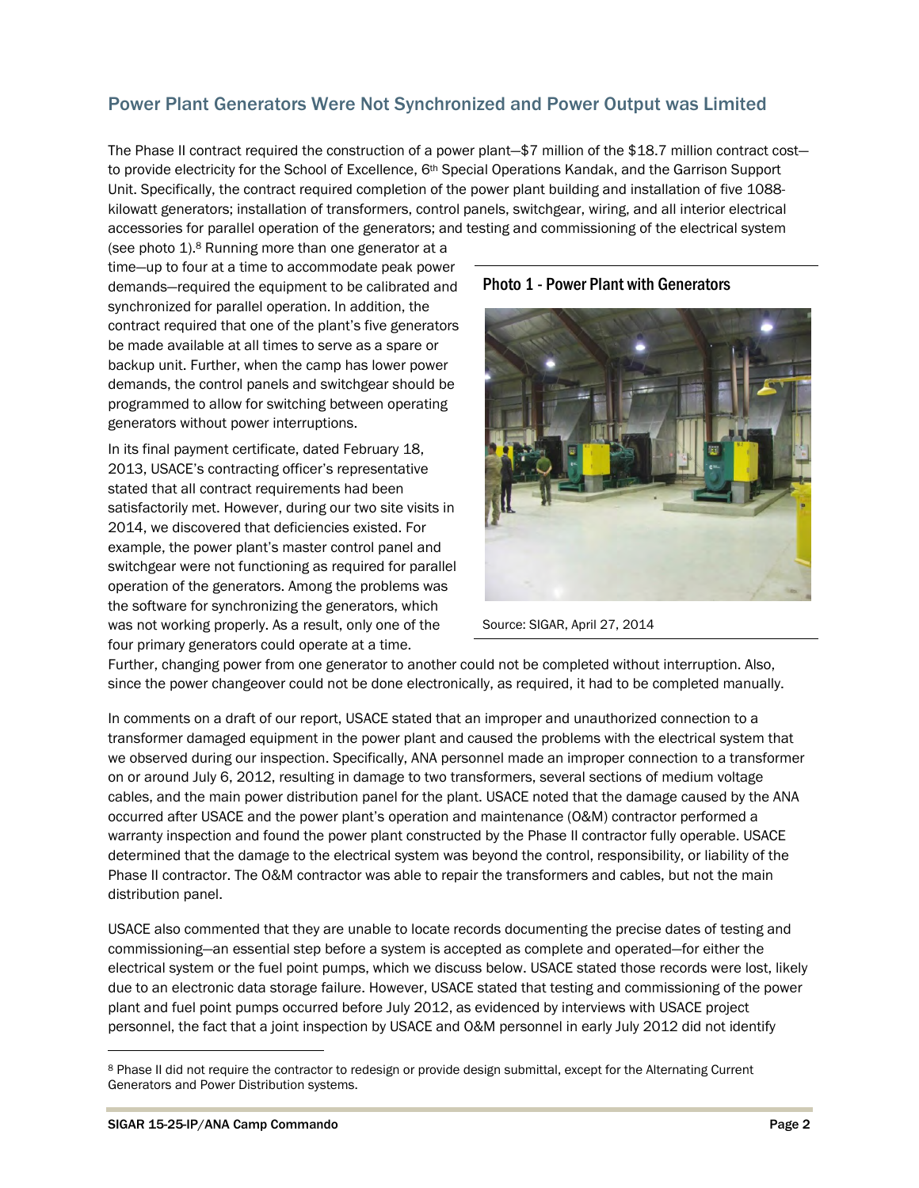## Power Plant Generators Were Not Synchronized and Power Output was Limited

The Phase II contract required the construction of a power plant—$7 million of the $18.7 million contract cost—to provide electricity for the School of Excellence, 6th Special Operations Kandak, and the Garrison Support Unit. Specifically, the contract required completion of the power plant building and installation of five 1088-kilowatt generators; installation of transformers, control panels, switchgear, wiring, and all interior electrical accessories for parallel operation of the generators; and testing and commissioning of the electrical system (see photo 1).[8] Running more than one generator at a time—up to four at a time to accommodate peak power demands—required the equipment to be calibrated and synchronized for parallel operation. In addition, the contract required that one of the plant's five generators be made available at all times to serve as a spare or backup unit. Further, when the camp has lower power demands, the control panels and switchgear should be programmed to allow for switching between operating generators without power interruptions.

**Photo 1 - Power Plant with Generators**

Source: SIGAR, April 27, 2014

In its final payment certificate, dated February 18, 2013, USACE's contracting officer's representative stated that all contract requirements had been satisfactorily met. However, during our two site visits in 2014, we discovered that deficiencies existed. For example, the power plant's master control panel and switchgear were not functioning as required for parallel operation of the generators. Among the problems was the software for synchronizing the generators, which was not working properly. As a result, only one of the four primary generators could operate at a time. Further, changing power from one generator to another could not be completed without interruption. Also, since the power changeover could not be done electronically, as required, it had to be completed manually.

In comments on a draft of our report, USACE stated that an improper and unauthorized connection to a transformer damaged equipment in the power plant and caused the problems with the electrical system that we observed during our inspection. Specifically, ANA personnel made an improper connection to a transformer on or around July 6, 2012, resulting in damage to two transformers, several sections of medium voltage cables, and the main power distribution panel for the plant. USACE noted that the damage caused by the ANA occurred after USACE and the power plant's operation and maintenance (O&M) contractor performed a warranty inspection and found the power plant constructed by the Phase II contractor fully operable. USACE determined that the damage to the electrical system was beyond the control, responsibility, or liability of the Phase II contractor. The O&M contractor was able to repair the transformers and cables, but not the main distribution panel.

USACE also commented that they are unable to locate records documenting the precise dates of testing and commissioning—an essential step before a system is accepted as complete and operated—for either the electrical system or the fuel point pumps, which we discuss below. USACE stated those records were lost, likely due to an electronic data storage failure. However, USACE stated that testing and commissioning of the power plant and fuel point pumps occurred before July 2012, as evidenced by interviews with USACE project personnel, the fact that a joint inspection by USACE and O&M personnel in early July 2012 did not identify

[8] Phase II did not require the contractor to redesign or provide design submittal, except for the Alternating Current Generators and Power Distribution systems.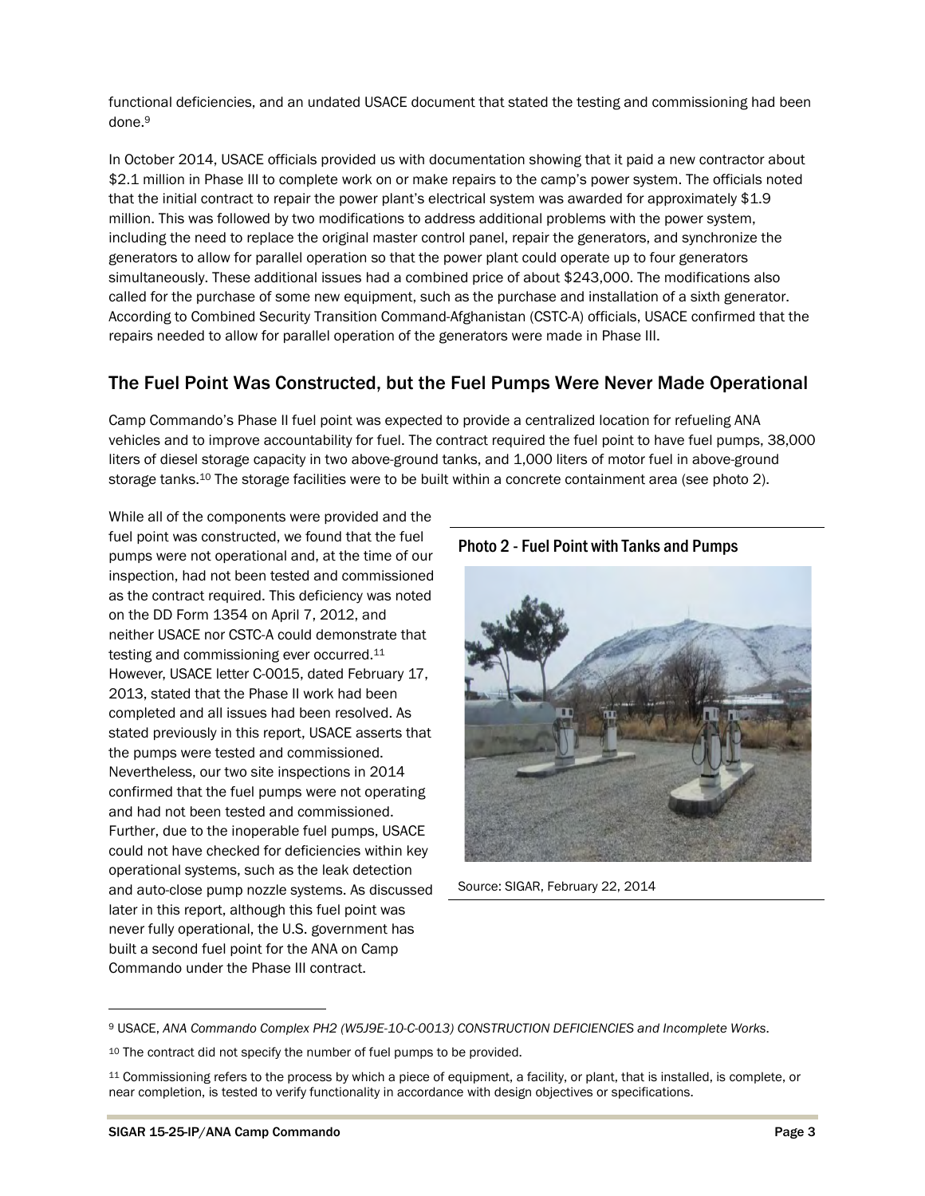functional deficiencies, and an undated USACE document that stated the testing and commissioning had been done.[9]

In October 2014, USACE officials provided us with documentation showing that it paid a new contractor about $2.1 million in Phase III to complete work on or make repairs to the camp's power system. The officials noted that the initial contract to repair the power plant's electrical system was awarded for approximately $1.9 million. This was followed by two modifications to address additional problems with the power system, including the need to replace the original master control panel, repair the generators, and synchronize the generators to allow for parallel operation so that the power plant could operate up to four generators simultaneously. These additional issues had a combined price of about $243,000. The modifications also called for the purchase of some new equipment, such as the purchase and installation of a sixth generator. According to Combined Security Transition Command-Afghanistan (CSTC-A) officials, USACE confirmed that the repairs needed to allow for parallel operation of the generators were made in Phase III.

## The Fuel Point Was Constructed, but the Fuel Pumps Were Never Made Operational

Camp Commando's Phase II fuel point was expected to provide a centralized location for refueling ANA vehicles and to improve accountability for fuel. The contract required the fuel point to have fuel pumps, 38,000 liters of diesel storage capacity in two above-ground tanks, and 1,000 liters of motor fuel in above-ground storage tanks.[10] The storage facilities were to be built within a concrete containment area (see photo 2).

While all of the components were provided and the fuel point was constructed, we found that the fuel pumps were not operational and, at the time of our inspection, had not been tested and commissioned as the contract required. This deficiency was noted on the DD Form 1354 on April 7, 2012, and neither USACE nor CSTC-A could demonstrate that testing and commissioning ever occurred.[11] However, USACE letter C-0015, dated February 17, 2013, stated that the Phase II work had been completed and all issues had been resolved. As stated previously in this report, USACE asserts that the pumps were tested and commissioned. Nevertheless, our two site inspections in 2014 confirmed that the fuel pumps were not operating and had not been tested and commissioned. Further, due to the inoperable fuel pumps, USACE could not have checked for deficiencies within key operational systems, such as the leak detection and auto-close pump nozzle systems. As discussed later in this report, although this fuel point was never fully operational, the U.S. government has built a second fuel point for the ANA on Camp Commando under the Phase III contract.

**Photo 2 - Fuel Point with Tanks and Pumps**

Source: SIGAR, February 22, 2014

---

[9] USACE, *ANA Commando Complex PH2 (W5J9E-10-C-0013) CONSTRUCTION DEFICIENCIES and Incomplete Works*.

[10] The contract did not specify the number of fuel pumps to be provided.

[11] Commissioning refers to the process by which a piece of equipment, a facility, or plant, that is installed, is complete, or near completion, is tested to verify functionality in accordance with design objectives or specifications.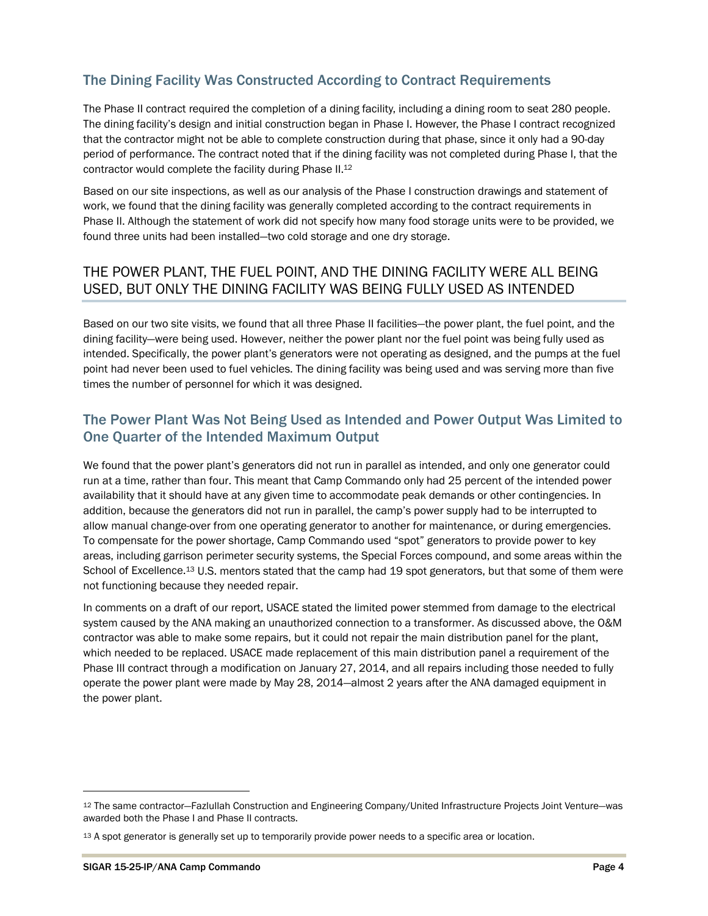## The Dining Facility Was Constructed According to Contract Requirements

The Phase II contract required the completion of a dining facility, including a dining room to seat 280 people. The dining facility's design and initial construction began in Phase I. However, the Phase I contract recognized that the contractor might not be able to complete construction during that phase, since it only had a 90-day period of performance. The contract noted that if the dining facility was not completed during Phase I, that the contractor would complete the facility during Phase II.[12]

Based on our site inspections, as well as our analysis of the Phase I construction drawings and statement of work, we found that the dining facility was generally completed according to the contract requirements in Phase II. Although the statement of work did not specify how many food storage units were to be provided, we found three units had been installed—two cold storage and one dry storage.

# THE POWER PLANT, THE FUEL POINT, AND THE DINING FACILITY WERE ALL BEING USED, BUT ONLY THE DINING FACILITY WAS BEING FULLY USED AS INTENDED

Based on our two site visits, we found that all three Phase II facilities—the power plant, the fuel point, and the dining facility—were being used. However, neither the power plant nor the fuel point was being fully used as intended. Specifically, the power plant's generators were not operating as designed, and the pumps at the fuel point had never been used to fuel vehicles. The dining facility was being used and was serving more than five times the number of personnel for which it was designed.

## The Power Plant Was Not Being Used as Intended and Power Output Was Limited to One Quarter of the Intended Maximum Output

We found that the power plant's generators did not run in parallel as intended, and only one generator could run at a time, rather than four. This meant that Camp Commando only had 25 percent of the intended power availability that it should have at any given time to accommodate peak demands or other contingencies. In addition, because the generators did not run in parallel, the camp's power supply had to be interrupted to allow manual change-over from one operating generator to another for maintenance, or during emergencies. To compensate for the power shortage, Camp Commando used "spot" generators to provide power to key areas, including garrison perimeter security systems, the Special Forces compound, and some areas within the School of Excellence.[13] U.S. mentors stated that the camp had 19 spot generators, but that some of them were not functioning because they needed repair.

In comments on a draft of our report, USACE stated the limited power stemmed from damage to the electrical system caused by the ANA making an unauthorized connection to a transformer. As discussed above, the O&M contractor was able to make some repairs, but it could not repair the main distribution panel for the plant, which needed to be replaced. USACE made replacement of this main distribution panel a requirement of the Phase III contract through a modification on January 27, 2014, and all repairs including those needed to fully operate the power plant were made by May 28, 2014—almost 2 years after the ANA damaged equipment in the power plant.

---

[12] The same contractor—Fazlullah Construction and Engineering Company/United Infrastructure Projects Joint Venture—was awarded both the Phase I and Phase II contracts.

[13] A spot generator is generally set up to temporarily provide power needs to a specific area or location.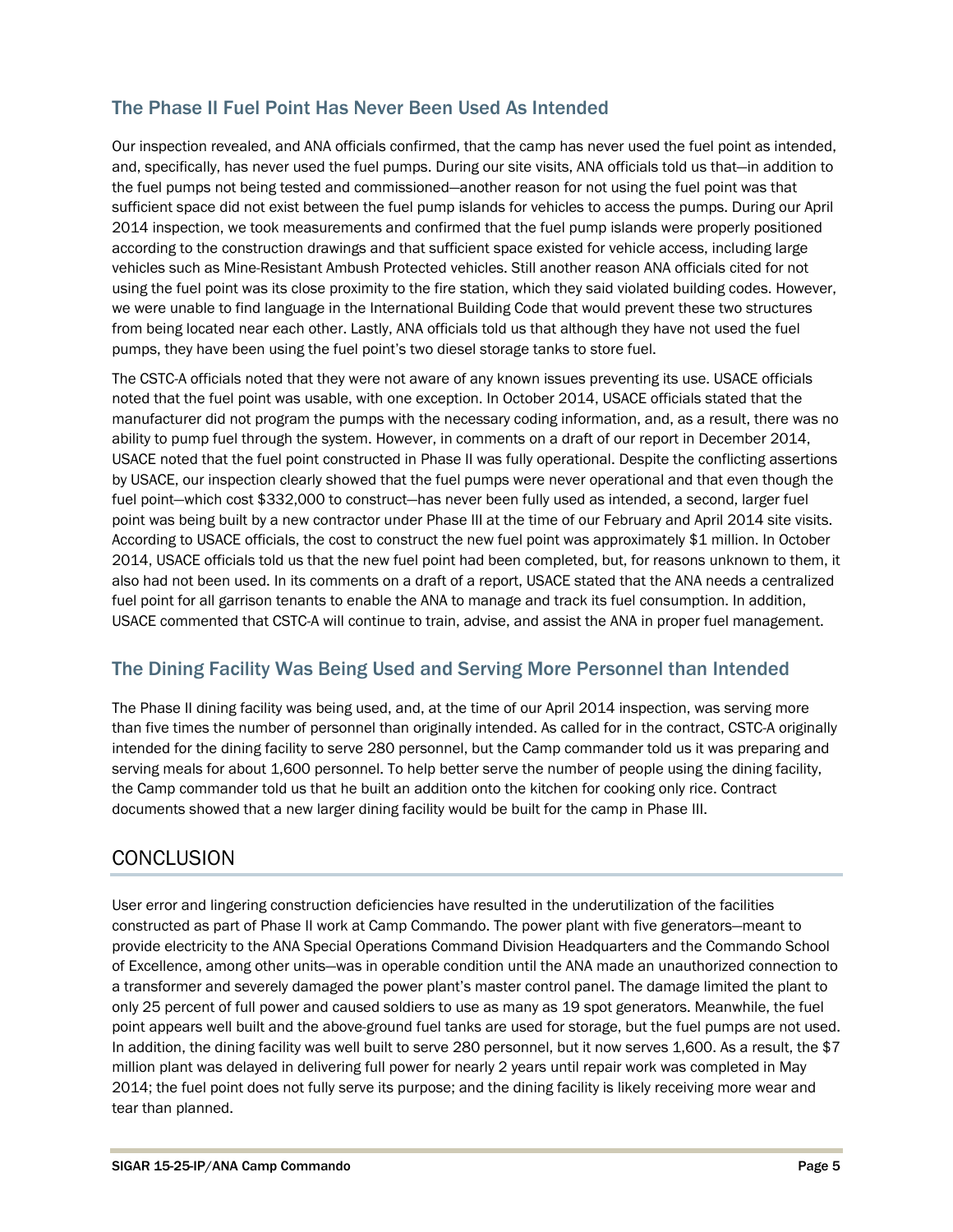### The Phase II Fuel Point Has Never Been Used As Intended

Our inspection revealed, and ANA officials confirmed, that the camp has never used the fuel point as intended, and, specifically, has never used the fuel pumps. During our site visits, ANA officials told us that—in addition to the fuel pumps not being tested and commissioned—another reason for not using the fuel point was that sufficient space did not exist between the fuel pump islands for vehicles to access the pumps. During our April 2014 inspection, we took measurements and confirmed that the fuel pump islands were properly positioned according to the construction drawings and that sufficient space existed for vehicle access, including large vehicles such as Mine-Resistant Ambush Protected vehicles. Still another reason ANA officials cited for not using the fuel point was its close proximity to the fire station, which they said violated building codes. However, we were unable to find language in the International Building Code that would prevent these two structures from being located near each other. Lastly, ANA officials told us that although they have not used the fuel pumps, they have been using the fuel point's two diesel storage tanks to store fuel.

The CSTC-A officials noted that they were not aware of any known issues preventing its use. USACE officials noted that the fuel point was usable, with one exception. In October 2014, USACE officials stated that the manufacturer did not program the pumps with the necessary coding information, and, as a result, there was no ability to pump fuel through the system. However, in comments on a draft of our report in December 2014, USACE noted that the fuel point constructed in Phase II was fully operational. Despite the conflicting assertions by USACE, our inspection clearly showed that the fuel pumps were never operational and that even though the fuel point—which cost $332,000 to construct—has never been fully used as intended, a second, larger fuel point was being built by a new contractor under Phase III at the time of our February and April 2014 site visits. According to USACE officials, the cost to construct the new fuel point was approximately $1 million. In October 2014, USACE officials told us that the new fuel point had been completed, but, for reasons unknown to them, it also had not been used. In its comments on a draft of a report, USACE stated that the ANA needs a centralized fuel point for all garrison tenants to enable the ANA to manage and track its fuel consumption. In addition, USACE commented that CSTC-A will continue to train, advise, and assist the ANA in proper fuel management.

### The Dining Facility Was Being Used and Serving More Personnel than Intended

The Phase II dining facility was being used, and, at the time of our April 2014 inspection, was serving more than five times the number of personnel than originally intended. As called for in the contract, CSTC-A originally intended for the dining facility to serve 280 personnel, but the Camp commander told us it was preparing and serving meals for about 1,600 personnel. To help better serve the number of people using the dining facility, the Camp commander told us that he built an addition onto the kitchen for cooking only rice. Contract documents showed that a new larger dining facility would be built for the camp in Phase III.

## CONCLUSION

User error and lingering construction deficiencies have resulted in the underutilization of the facilities constructed as part of Phase II work at Camp Commando. The power plant with five generators—meant to provide electricity to the ANA Special Operations Command Division Headquarters and the Commando School of Excellence, among other units—was in operable condition until the ANA made an unauthorized connection to a transformer and severely damaged the power plant's master control panel. The damage limited the plant to only 25 percent of full power and caused soldiers to use as many as 19 spot generators. Meanwhile, the fuel point appears well built and the above-ground fuel tanks are used for storage, but the fuel pumps are not used. In addition, the dining facility was well built to serve 280 personnel, but it now serves 1,600. As a result, the $7 million plant was delayed in delivering full power for nearly 2 years until repair work was completed in May 2014; the fuel point does not fully serve its purpose; and the dining facility is likely receiving more wear and tear than planned.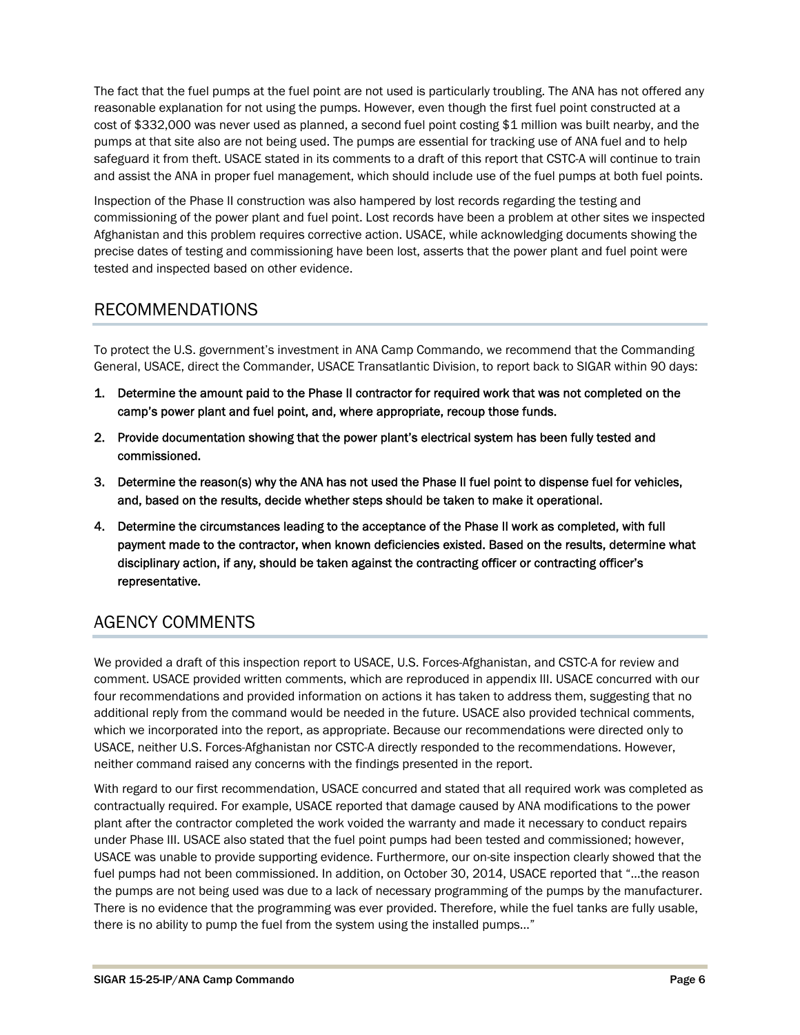The fact that the fuel pumps at the fuel point are not used is particularly troubling. The ANA has not offered any reasonable explanation for not using the pumps. However, even though the first fuel point constructed at a cost of $332,000 was never used as planned, a second fuel point costing $1 million was built nearby, and the pumps at that site also are not being used. The pumps are essential for tracking use of ANA fuel and to help safeguard it from theft. USACE stated in its comments to a draft of this report that CSTC-A will continue to train and assist the ANA in proper fuel management, which should include use of the fuel pumps at both fuel points.

Inspection of the Phase II construction was also hampered by lost records regarding the testing and commissioning of the power plant and fuel point. Lost records have been a problem at other sites we inspected Afghanistan and this problem requires corrective action. USACE, while acknowledging documents showing the precise dates of testing and commissioning have been lost, asserts that the power plant and fuel point were tested and inspected based on other evidence.

## RECOMMENDATIONS

To protect the U.S. government's investment in ANA Camp Commando, we recommend that the Commanding General, USACE, direct the Commander, USACE Transatlantic Division, to report back to SIGAR within 90 days:

1. **Determine the amount paid to the Phase II contractor for required work that was not completed on the camp's power plant and fuel point, and, where appropriate, recoup those funds.**
2. **Provide documentation showing that the power plant's electrical system has been fully tested and commissioned.**
3. **Determine the reason(s) why the ANA has not used the Phase II fuel point to dispense fuel for vehicles, and, based on the results, decide whether steps should be taken to make it operational.**
4. **Determine the circumstances leading to the acceptance of the Phase II work as completed, with full payment made to the contractor, when known deficiencies existed. Based on the results, determine what disciplinary action, if any, should be taken against the contracting officer or contracting officer's representative.**

## AGENCY COMMENTS

We provided a draft of this inspection report to USACE, U.S. Forces-Afghanistan, and CSTC-A for review and comment. USACE provided written comments, which are reproduced in appendix III. USACE concurred with our four recommendations and provided information on actions it has taken to address them, suggesting that no additional reply from the command would be needed in the future. USACE also provided technical comments, which we incorporated into the report, as appropriate. Because our recommendations were directed only to USACE, neither U.S. Forces-Afghanistan nor CSTC-A directly responded to the recommendations. However, neither command raised any concerns with the findings presented in the report.

With regard to our first recommendation, USACE concurred and stated that all required work was completed as contractually required. For example, USACE reported that damage caused by ANA modifications to the power plant after the contractor completed the work voided the warranty and made it necessary to conduct repairs under Phase III. USACE also stated that the fuel point pumps had been tested and commissioned; however, USACE was unable to provide supporting evidence. Furthermore, our on-site inspection clearly showed that the fuel pumps had not been commissioned. In addition, on October 30, 2014, USACE reported that "…the reason the pumps are not being used was due to a lack of necessary programming of the pumps by the manufacturer. There is no evidence that the programming was ever provided. Therefore, while the fuel tanks are fully usable, there is no ability to pump the fuel from the system using the installed pumps…"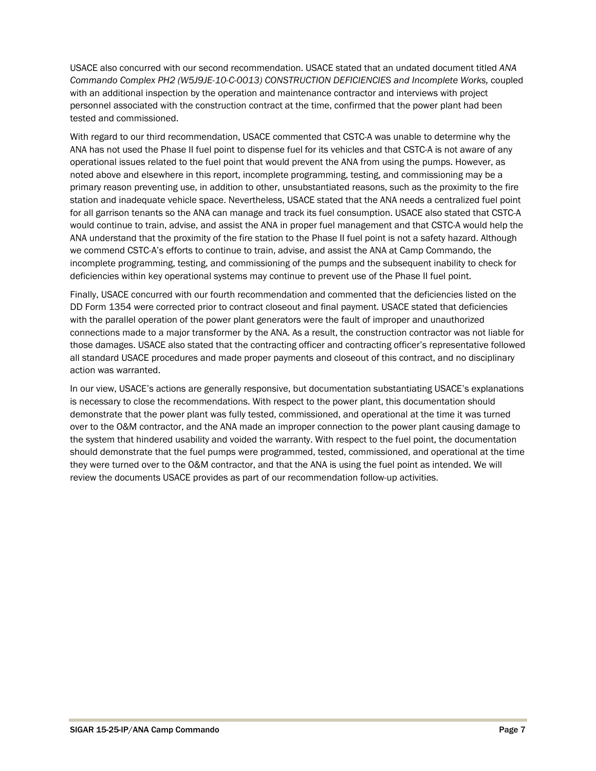USACE also concurred with our second recommendation. USACE stated that an undated document titled *ANA Commando Complex PH2 (W5J9JE-10-C-0013) CONSTRUCTION DEFICIENCIES and Incomplete Works,* coupled with an additional inspection by the operation and maintenance contractor and interviews with project personnel associated with the construction contract at the time, confirmed that the power plant had been tested and commissioned.

With regard to our third recommendation, USACE commented that CSTC-A was unable to determine why the ANA has not used the Phase II fuel point to dispense fuel for its vehicles and that CSTC-A is not aware of any operational issues related to the fuel point that would prevent the ANA from using the pumps. However, as noted above and elsewhere in this report, incomplete programming, testing, and commissioning may be a primary reason preventing use, in addition to other, unsubstantiated reasons, such as the proximity to the fire station and inadequate vehicle space. Nevertheless, USACE stated that the ANA needs a centralized fuel point for all garrison tenants so the ANA can manage and track its fuel consumption. USACE also stated that CSTC-A would continue to train, advise, and assist the ANA in proper fuel management and that CSTC-A would help the ANA understand that the proximity of the fire station to the Phase II fuel point is not a safety hazard. Although we commend CSTC-A's efforts to continue to train, advise, and assist the ANA at Camp Commando, the incomplete programming, testing, and commissioning of the pumps and the subsequent inability to check for deficiencies within key operational systems may continue to prevent use of the Phase II fuel point.

Finally, USACE concurred with our fourth recommendation and commented that the deficiencies listed on the DD Form 1354 were corrected prior to contract closeout and final payment. USACE stated that deficiencies with the parallel operation of the power plant generators were the fault of improper and unauthorized connections made to a major transformer by the ANA. As a result, the construction contractor was not liable for those damages. USACE also stated that the contracting officer and contracting officer's representative followed all standard USACE procedures and made proper payments and closeout of this contract, and no disciplinary action was warranted.

In our view, USACE's actions are generally responsive, but documentation substantiating USACE's explanations is necessary to close the recommendations. With respect to the power plant, this documentation should demonstrate that the power plant was fully tested, commissioned, and operational at the time it was turned over to the O&M contractor, and the ANA made an improper connection to the power plant causing damage to the system that hindered usability and voided the warranty. With respect to the fuel point, the documentation should demonstrate that the fuel pumps were programmed, tested, commissioned, and operational at the time they were turned over to the O&M contractor, and that the ANA is using the fuel point as intended. We will review the documents USACE provides as part of our recommendation follow-up activities.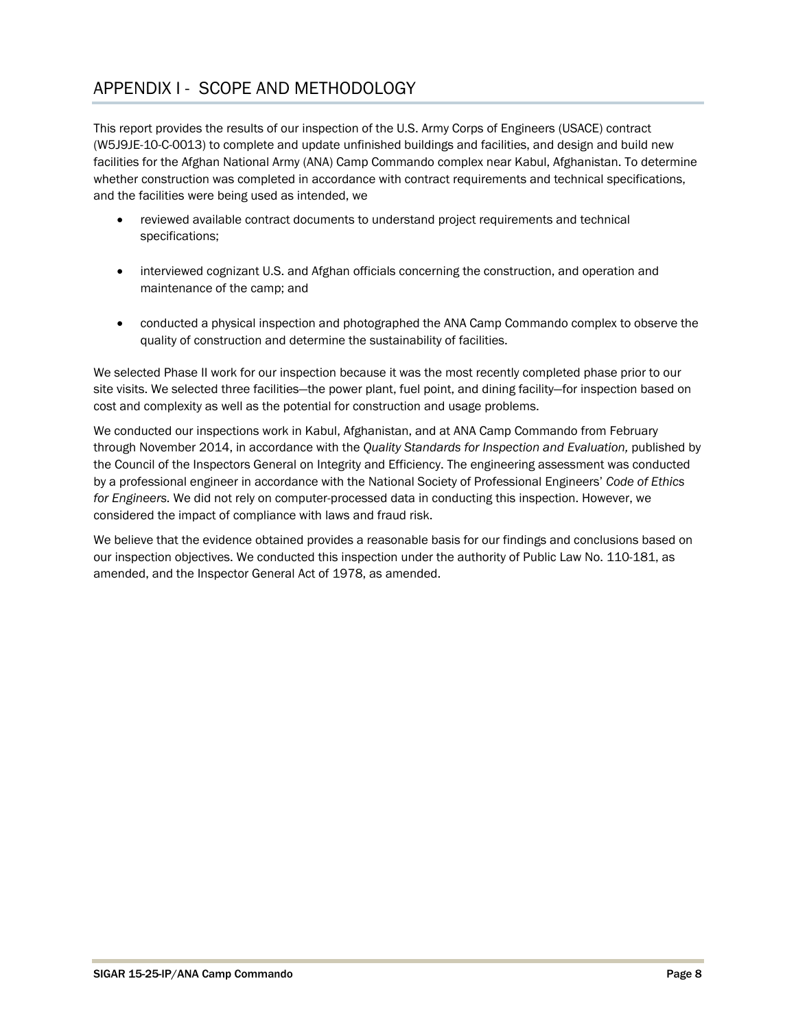# APPENDIX I - SCOPE AND METHODOLOGY

This report provides the results of our inspection of the U.S. Army Corps of Engineers (USACE) contract (W5J9JE-10-C-0013) to complete and update unfinished buildings and facilities, and design and build new facilities for the Afghan National Army (ANA) Camp Commando complex near Kabul, Afghanistan. To determine whether construction was completed in accordance with contract requirements and technical specifications, and the facilities were being used as intended, we

- reviewed available contract documents to understand project requirements and technical specifications;
- interviewed cognizant U.S. and Afghan officials concerning the construction, and operation and maintenance of the camp; and
- conducted a physical inspection and photographed the ANA Camp Commando complex to observe the quality of construction and determine the sustainability of facilities.

We selected Phase II work for our inspection because it was the most recently completed phase prior to our site visits. We selected three facilities—the power plant, fuel point, and dining facility—for inspection based on cost and complexity as well as the potential for construction and usage problems.

We conducted our inspections work in Kabul, Afghanistan, and at ANA Camp Commando from February through November 2014, in accordance with the *Quality Standards for Inspection and Evaluation,* published by the Council of the Inspectors General on Integrity and Efficiency. The engineering assessment was conducted by a professional engineer in accordance with the National Society of Professional Engineers' *Code of Ethics for Engineers.* We did not rely on computer-processed data in conducting this inspection. However, we considered the impact of compliance with laws and fraud risk.

We believe that the evidence obtained provides a reasonable basis for our findings and conclusions based on our inspection objectives. We conducted this inspection under the authority of Public Law No. 110-181, as amended, and the Inspector General Act of 1978, as amended.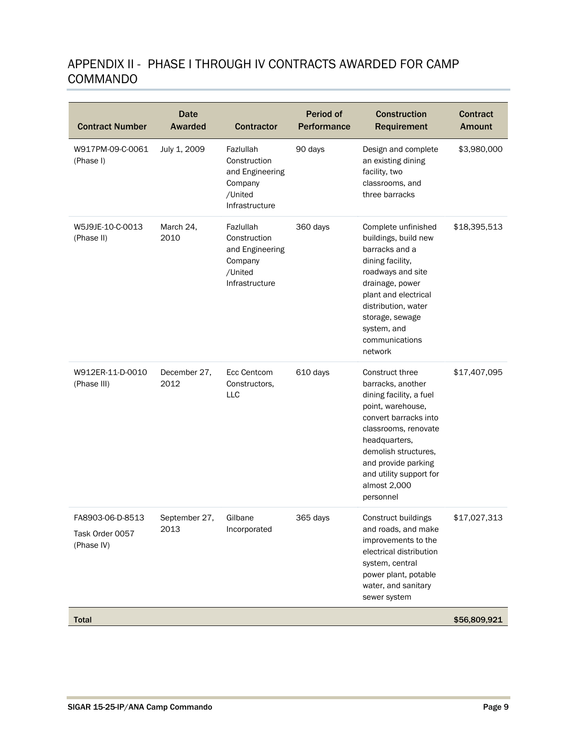## APPENDIX II - PHASE I THROUGH IV CONTRACTS AWARDED FOR CAMP COMMANDO

| Contract Number | Date Awarded | Contractor | Period of Performance | Construction Requirement | Contract Amount |
|---|---|---|---|---|---|
| W917PM-09-C-0061 (Phase I) | July 1, 2009 | Fazlullah Construction and Engineering Company /United Infrastructure | 90 days | Design and complete an existing dining facility, two classrooms, and three barracks | $3,980,000 |
| W5J9JE-10-C-0013 (Phase II) | March 24, 2010 | Fazlullah Construction and Engineering Company /United Infrastructure | 360 days | Complete unfinished buildings, build new barracks and a dining facility, roadways and site drainage, power plant and electrical distribution, water storage, sewage system, and communications network | $18,395,513 |
| W912ER-11-D-0010 (Phase III) | December 27, 2012 | Ecc Centcom Constructors, LLC | 610 days | Construct three barracks, another dining facility, a fuel point, warehouse, convert barracks into classrooms, renovate headquarters, demolish structures, and provide parking and utility support for almost 2,000 personnel | $17,407,095 |
| FA8903-06-D-8513 Task Order 0057 (Phase IV) | September 27, 2013 | Gilbane Incorporated | 365 days | Construct buildings and roads, and make improvements to the electrical distribution system, central power plant, potable water, and sanitary sewer system | $17,027,313 |
| **Total** | | | | | **$56,809,921** |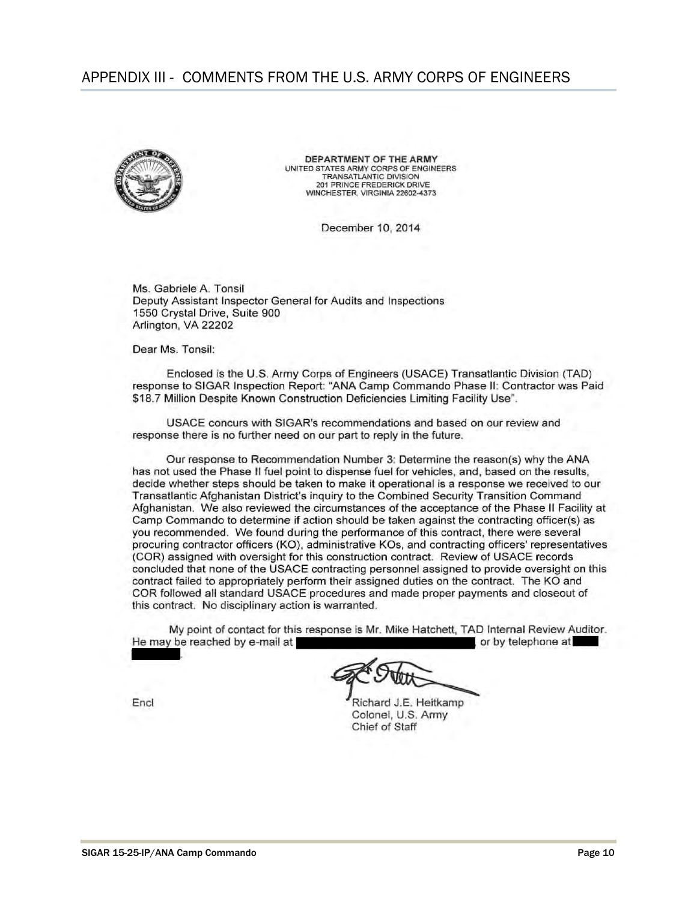## APPENDIX III - COMMENTS FROM THE U.S. ARMY CORPS OF ENGINEERS

DEPARTMENT OF THE ARMY
UNITED STATES ARMY CORPS OF ENGINEERS
TRANSATLANTIC DIVISION
201 PRINCE FREDERICK DRIVE
WINCHESTER, VIRGINIA 22602-4373

December 10, 2014

Ms. Gabriele A. Tonsil
Deputy Assistant Inspector General for Audits and Inspections
1550 Crystal Drive, Suite 900
Arlington, VA 22202

Dear Ms. Tonsil:

Enclosed is the U.S. Army Corps of Engineers (USACE) Transatlantic Division (TAD) response to SIGAR Inspection Report: "ANA Camp Commando Phase II: Contractor was Paid $18.7 Million Despite Known Construction Deficiencies Limiting Facility Use".

USACE concurs with SIGAR's recommendations and based on our review and response there is no further need on our part to reply in the future.

Our response to Recommendation Number 3: Determine the reason(s) why the ANA has not used the Phase II fuel point to dispense fuel for vehicles, and, based on the results, decide whether steps should be taken to make it operational is a response we received to our Transatlantic Afghanistan District's inquiry to the Combined Security Transition Command Afghanistan. We also reviewed the circumstances of the acceptance of the Phase II Facility at Camp Commando to determine if action should be taken against the contracting officer(s) as you recommended. We found during the performance of this contract, there were several procuring contractor officers (KO), administrative KOs, and contracting officers' representatives (COR) assigned with oversight for this construction contract. Review of USACE records concluded that none of the USACE contracting personnel assigned to provide oversight on this contract failed to appropriately perform their assigned duties on the contract. The KO and COR followed all standard USACE procedures and made proper payments and closeout of this contract. No disciplinary action is warranted.

My point of contact for this response is Mr. Mike Hatchett, TAD Internal Review Auditor. He may be reached by e-mail at [REDACTED], or by telephone at [REDACTED].

Encl

Richard J.E. Heitkamp
Colonel, U.S. Army
Chief of Staff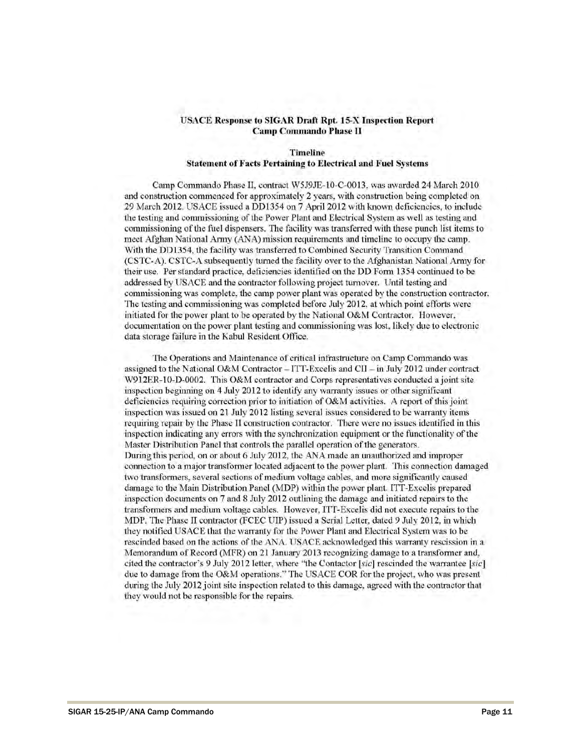**USACE Response to SIGAR Draft Rpt. 15-X Inspection Report**
**Camp Commando Phase II**

**Timeline**
**Statement of Facts Pertaining to Electrical and Fuel Systems**

Camp Commando Phase II, contract W5J9JE-10-C-0013, was awarded 24 March 2010 and construction commenced for approximately 2 years, with construction being completed on 29 March 2012. USACE issued a DD1354 on 7 April 2012 with known deficiencies, to include the testing and commissioning of the Power Plant and Electrical System as well as testing and commissioning of the fuel dispensers. The facility was transferred with these punch list items to meet Afghan National Army (ANA) mission requirements and timeline to occupy the camp. With the DD1354, the facility was transferred to Combined Security Transition Command (CSTC-A). CSTC-A subsequently turned the facility over to the Afghanistan National Army for their use. Per standard practice, deficiencies identified on the DD Form 1354 continued to be addressed by USACE and the contractor following project turnover. Until testing and commissioning was complete, the camp power plant was operated by the construction contractor. The testing and commissioning was completed before July 2012, at which point efforts were initiated for the power plant to be operated by the National O&M Contractor. However, documentation on the power plant testing and commissioning was lost, likely due to electronic data storage failure in the Kabul Resident Office.

The Operations and Maintenance of critical infrastructure on Camp Commando was assigned to the National O&M Contractor – ITT-Excelis and CII – in July 2012 under contract W912ER-10-D-0002. This O&M contractor and Corps representatives conducted a joint site inspection beginning on 4 July 2012 to identify any warranty issues or other significant deficiencies requiring correction prior to initiation of O&M activities. A report of this joint inspection was issued on 21 July 2012 listing several issues considered to be warranty items requiring repair by the Phase II construction contractor. There were no issues identified in this inspection indicating any errors with the synchronization equipment or the functionality of the Master Distribution Panel that controls the parallel operation of the generators.
During this period, on or about 6 July 2012, the ANA made an unauthorized and improper connection to a major transformer located adjacent to the power plant. This connection damaged two transformers, several sections of medium voltage cables, and more significantly caused damage to the Main Distribution Panel (MDP) within the power plant. ITT-Excelis prepared inspection documents on 7 and 8 July 2012 outlining the damage and initiated repairs to the transformers and medium voltage cables. However, ITT-Excelis did not execute repairs to the MDP. The Phase II contractor (FCEC UIP) issued a Serial Letter, dated 9 July 2012, in which they notified USACE that the warranty for the Power Plant and Electrical System was to be rescinded based on the actions of the ANA. USACE acknowledged this warranty rescission in a Memorandum of Record (MFR) on 21 January 2013 recognizing damage to a transformer and, cited the contractor's 9 July 2012 letter, where "the Contactor [*sic*] rescinded the warrantee [*sic*] due to damage from the O&M operations." The USACE COR for the project, who was present during the July 2012 joint site inspection related to this damage, agreed with the contractor that they would not be responsible for the repairs.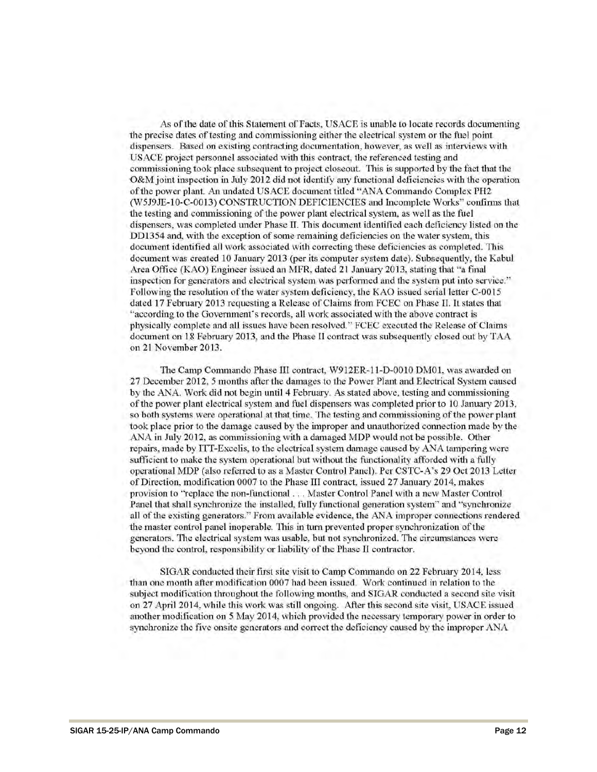As of the date of this Statement of Facts, USACE is unable to locate records documenting the precise dates of testing and commissioning either the electrical system or the fuel point dispensers. Based on existing contracting documentation, however, as well as interviews with USACE project personnel associated with this contract, the referenced testing and commissioning took place subsequent to project closeout. This is supported by the fact that the O&M joint inspection in July 2012 did not identify any functional deficiencies with the operation of the power plant. An undated USACE document titled "ANA Commando Complex PH2 (W5J9JE-10-C-0013) CONSTRUCTION DEFICIENCIES and Incomplete Works" confirms that the testing and commissioning of the power plant electrical system, as well as the fuel dispensers, was completed under Phase II. This document identified each deficiency listed on the DD1354 and, with the exception of some remaining deficiencies on the water system, this document identified all work associated with correcting these deficiencies as completed. This document was created 10 January 2013 (per its computer system date). Subsequently, the Kabul Area Office (KAO) Engineer issued an MFR, dated 21 January 2013, stating that "a final inspection for generators and electrical system was performed and the system put into service." Following the resolution of the water system deficiency, the KAO issued serial letter C-0015 dated 17 February 2013 requesting a Release of Claims from FCEC on Phase II. It states that "according to the Government's records, all work associated with the above contract is physically complete and all issues have been resolved." FCEC executed the Release of Claims document on 18 February 2013, and the Phase II contract was subsequently closed out by TAA on 21 November 2013.

The Camp Commando Phase III contract, W912ER-11-D-0010 DM01, was awarded on 27 December 2012, 5 months after the damages to the Power Plant and Electrical System caused by the ANA. Work did not begin until 4 February. As stated above, testing and commissioning of the power plant electrical system and fuel dispensers was completed prior to 10 January 2013, so both systems were operational at that time. The testing and commissioning of the power plant took place prior to the damage caused by the improper and unauthorized connection made by the ANA in July 2012, as commissioning with a damaged MDP would not be possible. Other repairs, made by ITT-Excelis, to the electrical system damage caused by ANA tampering were sufficient to make the system operational but without the functionality afforded with a fully operational MDP (also referred to as a Master Control Panel). Per CSTC-A's 29 Oct 2013 Letter of Direction, modification 0007 to the Phase III contract, issued 27 January 2014, makes provision to "replace the non-functional . . . Master Control Panel with a new Master Control Panel that shall synchronize the installed, fully functional generation system" and "synchronize all of the existing generators." From available evidence, the ANA improper connections rendered the master control panel inoperable. This in turn prevented proper synchronization of the generators. The electrical system was usable, but not synchronized. The circumstances were beyond the control, responsibility or liability of the Phase II contractor.

SIGAR conducted their first site visit to Camp Commando on 22 February 2014, less than one month after modification 0007 had been issued. Work continued in relation to the subject modification throughout the following months, and SIGAR conducted a second site visit on 27 April 2014, while this work was still ongoing. After this second site visit, USACE issued another modification on 5 May 2014, which provided the necessary temporary power in order to synchronize the five onsite generators and correct the deficiency caused by the improper ANA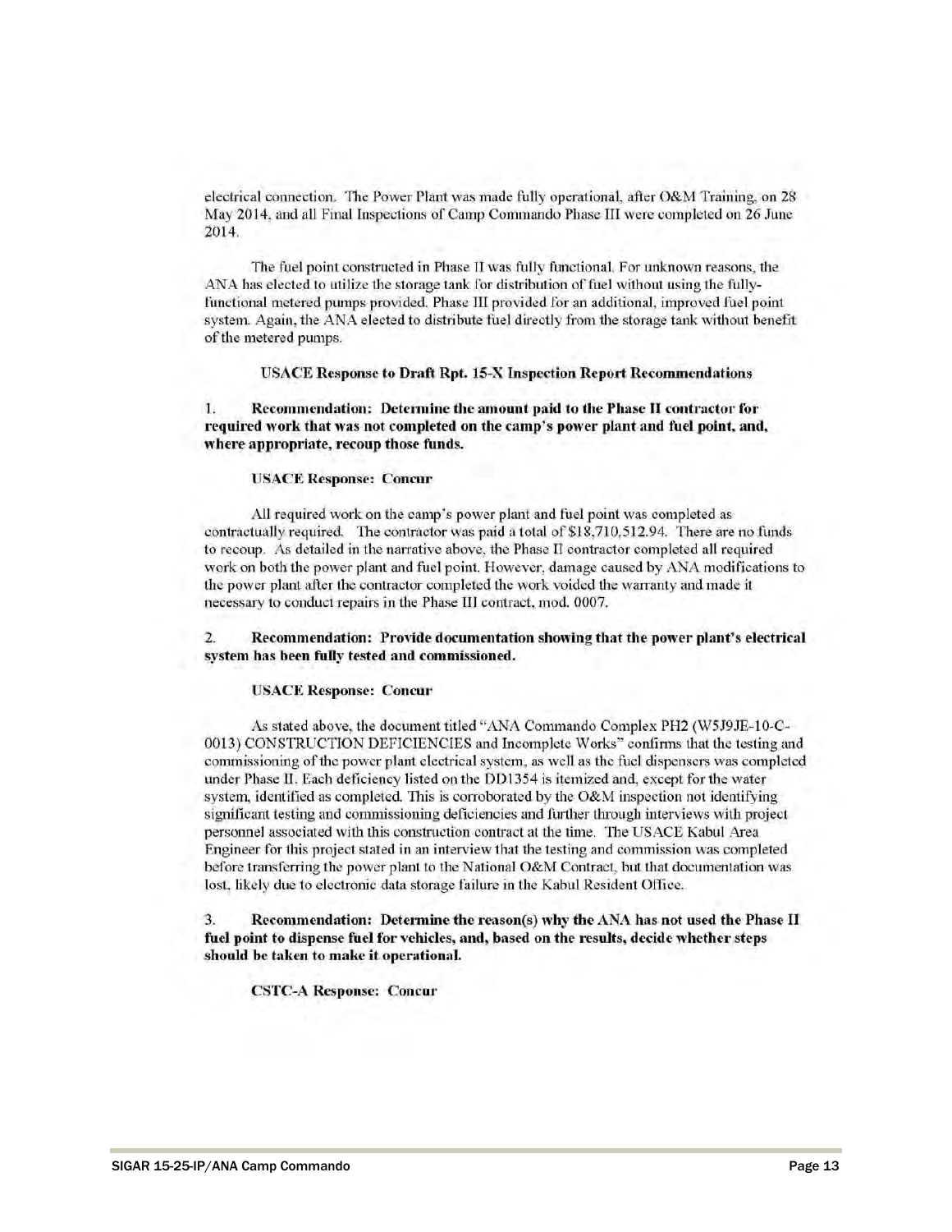electrical connection. The Power Plant was made fully operational, after O&M Training, on 28 May 2014, and all Final Inspections of Camp Commando Phase III were completed on 26 June 2014.

The fuel point constructed in Phase II was fully functional. For unknown reasons, the ANA has elected to utilize the storage tank for distribution of fuel without using the fully-functional metered pumps provided. Phase III provided for an additional, improved fuel point system. Again, the ANA elected to distribute fuel directly from the storage tank without benefit of the metered pumps.

**USACE Response to Draft Rpt. 15-X Inspection Report Recommendations**

1. **Recommendation: Determine the amount paid to the Phase II contractor for required work that was not completed on the camp's power plant and fuel point, and, where appropriate, recoup those funds.**

**USACE Response: Concur**

All required work on the camp's power plant and fuel point was completed as contractually required. The contractor was paid a total of $18,710,512.94. There are no funds to recoup. As detailed in the narrative above, the Phase II contractor completed all required work on both the power plant and fuel point. However, damage caused by ANA modifications to the power plant after the contractor completed the work voided the warranty and made it necessary to conduct repairs in the Phase III contract, mod. 0007.

2. **Recommendation: Provide documentation showing that the power plant's electrical system has been fully tested and commissioned.**

**USACE Response: Concur**

As stated above, the document titled "ANA Commando Complex PH2 (W5J9JE-10-C-0013) CONSTRUCTION DEFICIENCIES and Incomplete Works" confirms that the testing and commissioning of the power plant electrical system, as well as the fuel dispensers was completed under Phase II. Each deficiency listed on the DD1354 is itemized and, except for the water system, identified as completed. This is corroborated by the O&M inspection not identifying significant testing and commissioning deficiencies and further through interviews with project personnel associated with this construction contract at the time. The USACE Kabul Area Engineer for this project stated in an interview that the testing and commission was completed before transferring the power plant to the National O&M Contract, but that documentation was lost, likely due to electronic data storage failure in the Kabul Resident Office.

3. **Recommendation: Determine the reason(s) why the ANA has not used the Phase II fuel point to dispense fuel for vehicles, and, based on the results, decide whether steps should be taken to make it operational.**

**CSTC-A Response: Concur**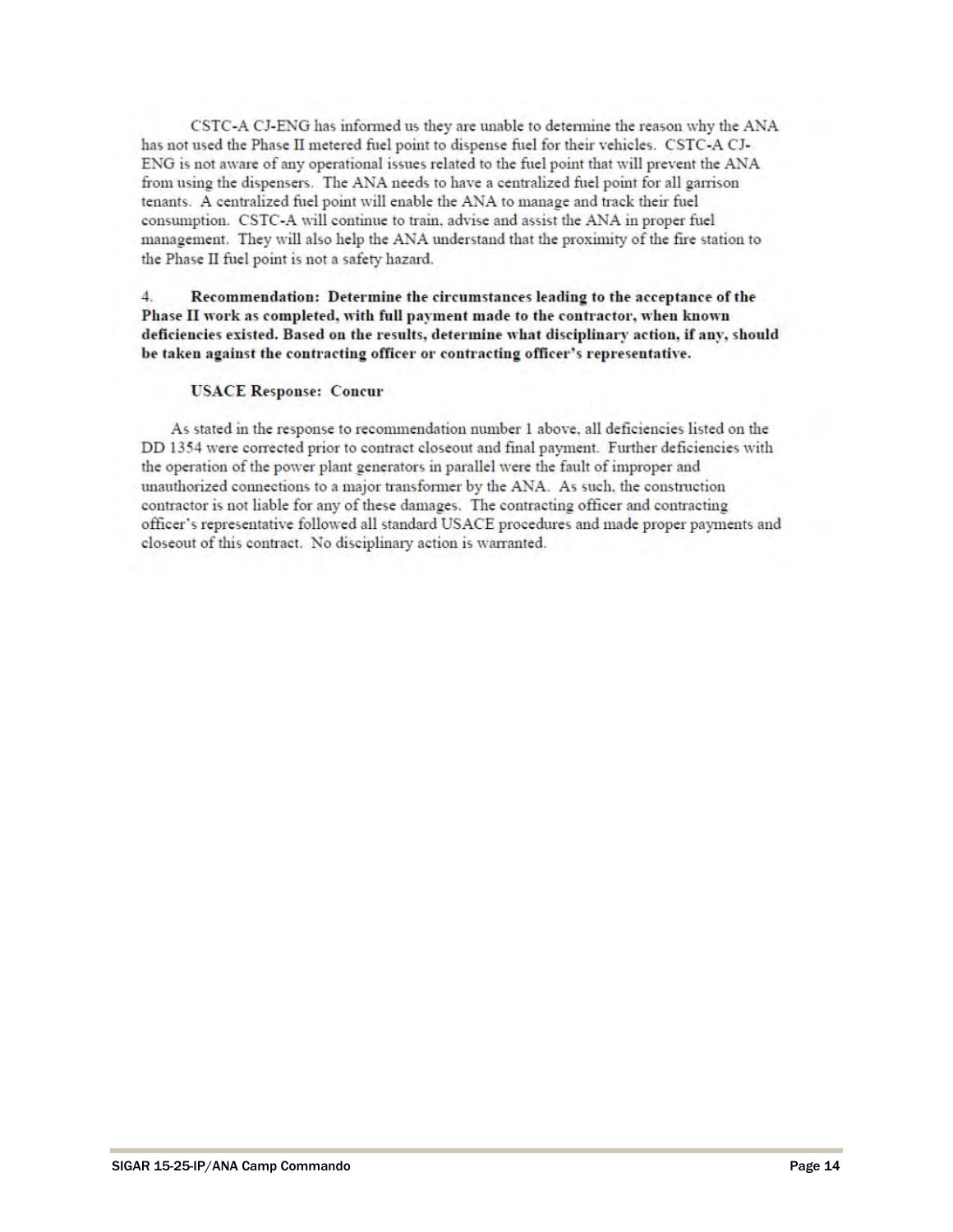CSTC-A CJ-ENG has informed us they are unable to determine the reason why the ANA has not used the Phase II metered fuel point to dispense fuel for their vehicles. CSTC-A CJ-ENG is not aware of any operational issues related to the fuel point that will prevent the ANA from using the dispensers. The ANA needs to have a centralized fuel point for all garrison tenants. A centralized fuel point will enable the ANA to manage and track their fuel consumption. CSTC-A will continue to train, advise and assist the ANA in proper fuel management. They will also help the ANA understand that the proximity of the fire station to the Phase II fuel point is not a safety hazard.

4. **Recommendation: Determine the circumstances leading to the acceptance of the Phase II work as completed, with full payment made to the contractor, when known deficiencies existed. Based on the results, determine what disciplinary action, if any, should be taken against the contracting officer or contracting officer's representative.**

**USACE Response: Concur**

As stated in the response to recommendation number 1 above, all deficiencies listed on the DD 1354 were corrected prior to contract closeout and final payment. Further deficiencies with the operation of the power plant generators in parallel were the fault of improper and unauthorized connections to a major transformer by the ANA. As such, the construction contractor is not liable for any of these damages. The contracting officer and contracting officer's representative followed all standard USACE procedures and made proper payments and closeout of this contract. No disciplinary action is warranted.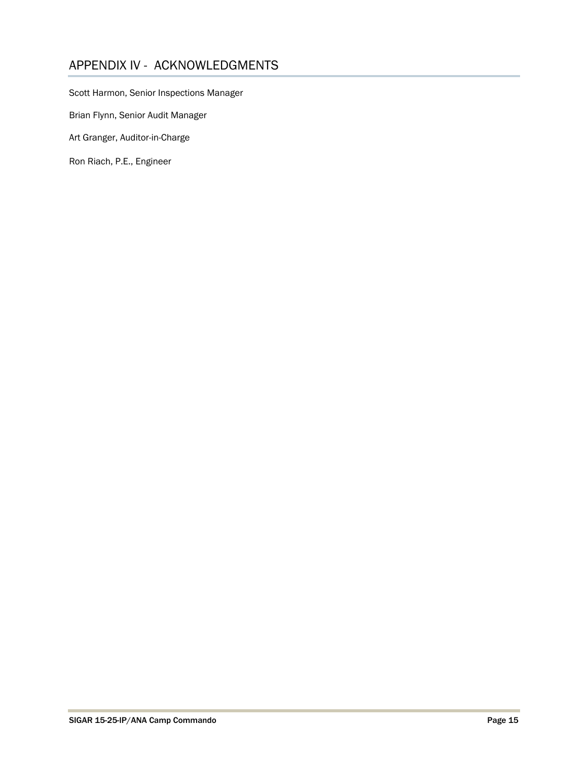# APPENDIX IV - ACKNOWLEDGMENTS

Scott Harmon, Senior Inspections Manager

Brian Flynn, Senior Audit Manager

Art Granger, Auditor-in-Charge

Ron Riach, P.E., Engineer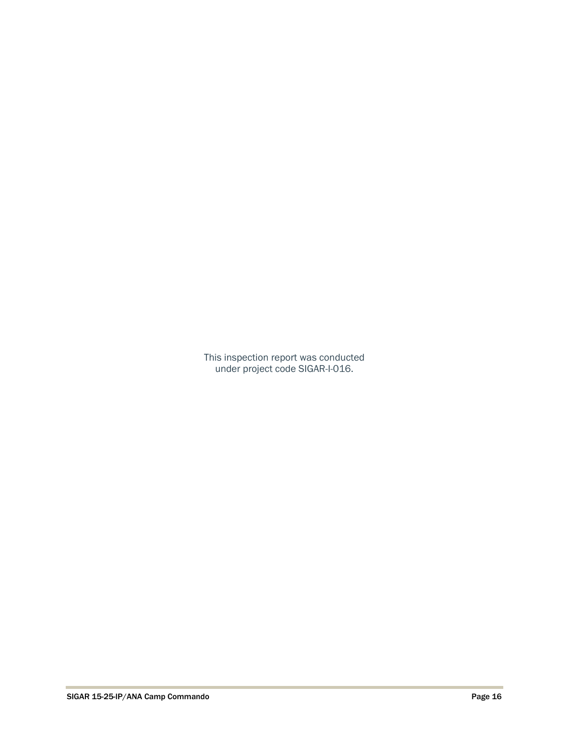This inspection report was conducted
under project code SIGAR-I-016.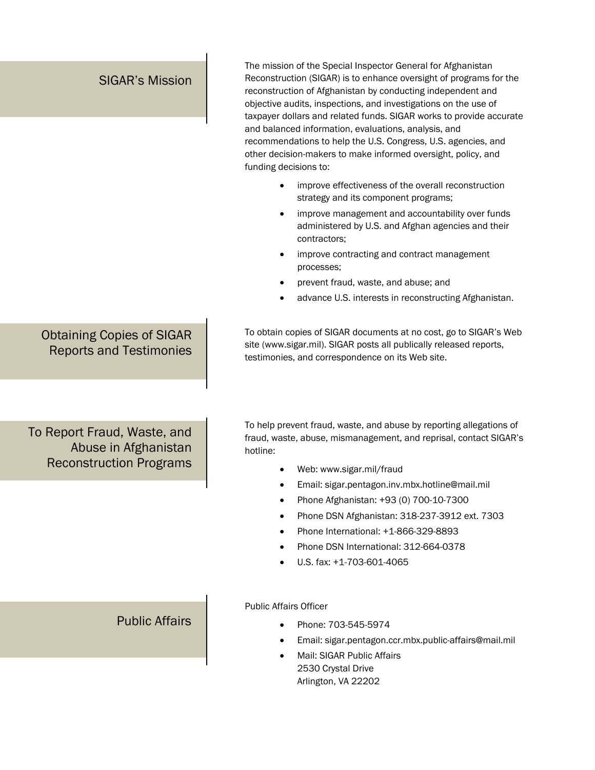## SIGAR's Mission

The mission of the Special Inspector General for Afghanistan Reconstruction (SIGAR) is to enhance oversight of programs for the reconstruction of Afghanistan by conducting independent and objective audits, inspections, and investigations on the use of taxpayer dollars and related funds. SIGAR works to provide accurate and balanced information, evaluations, analysis, and recommendations to help the U.S. Congress, U.S. agencies, and other decision-makers to make informed oversight, policy, and funding decisions to:

- improve effectiveness of the overall reconstruction strategy and its component programs;
- improve management and accountability over funds administered by U.S. and Afghan agencies and their contractors;
- improve contracting and contract management processes;
- prevent fraud, waste, and abuse; and
- advance U.S. interests in reconstructing Afghanistan.

## Obtaining Copies of SIGAR Reports and Testimonies

To obtain copies of SIGAR documents at no cost, go to SIGAR's Web site (www.sigar.mil). SIGAR posts all publically released reports, testimonies, and correspondence on its Web site.

## To Report Fraud, Waste, and Abuse in Afghanistan Reconstruction Programs

To help prevent fraud, waste, and abuse by reporting allegations of fraud, waste, abuse, mismanagement, and reprisal, contact SIGAR's hotline:

- Web: www.sigar.mil/fraud
- Email: sigar.pentagon.inv.mbx.hotline@mail.mil
- Phone Afghanistan: +93 (0) 700-10-7300
- Phone DSN Afghanistan: 318-237-3912 ext. 7303
- Phone International: +1-866-329-8893
- Phone DSN International: 312-664-0378
- U.S. fax: +1-703-601-4065

## Public Affairs

Public Affairs Officer

- Phone: 703-545-5974
- Email: sigar.pentagon.ccr.mbx.public-affairs@mail.mil
- Mail: SIGAR Public Affairs
  2530 Crystal Drive
  Arlington, VA 22202